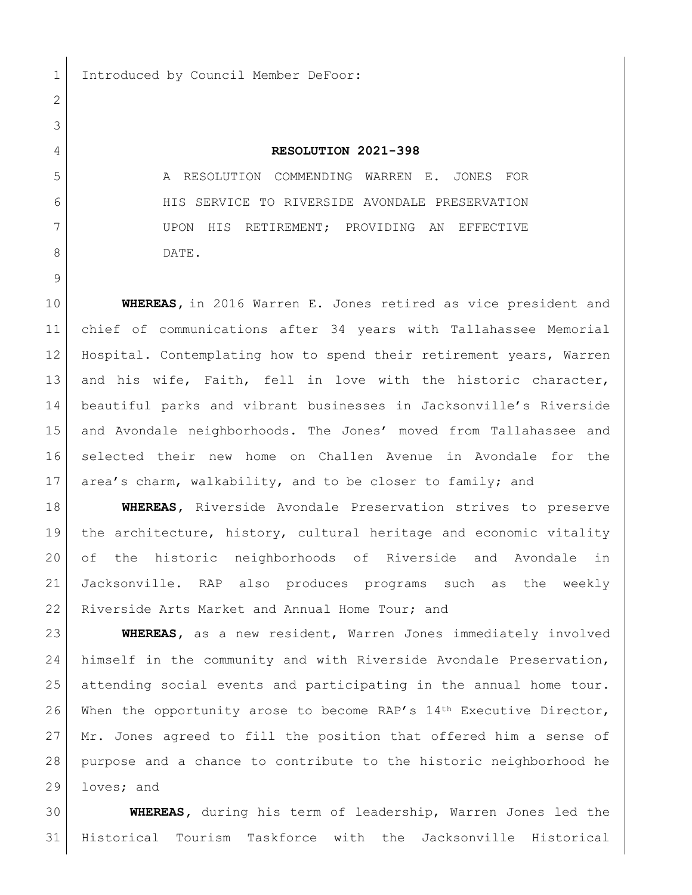Introduced by Council Member DeFoor:

**RESOLUTION 2021-398**

A RESOLUTION COMMENDING WARREN E. JONES FOR HIS SERVICE TO RIVERSIDE AVONDALE PRESERVATION UPON HIS RETIREMENT; PROVIDING AN EFFECTIVE DATE.

**WHEREAS,** in 2016 Warren E. Jones retired as vice president and chief of communications after 34 years with Tallahassee Memorial Hospital. Contemplating how to spend their retirement years, Warren and his wife, Faith, fell in love with the historic character, beautiful parks and vibrant businesses in Jacksonville's Riverside and Avondale neighborhoods. The Jones' moved from Tallahassee and selected their new home on Challen Avenue in Avondale for the area's charm, walkability, and to be closer to family; and

**WHEREAS,** Riverside Avondale Preservation strives to preserve the architecture, history, cultural heritage and economic vitality of the historic neighborhoods of Riverside and Avondale in Jacksonville. RAP also produces programs such as the weekly Riverside Arts Market and Annual Home Tour; and

**WHEREAS,** as a new resident, Warren Jones immediately involved himself in the community and with Riverside Avondale Preservation, attending social events and participating in the annual home tour. When the opportunity arose to become RAP's 14th Executive Director, Mr. Jones agreed to fill the position that offered him a sense of purpose and a chance to contribute to the historic neighborhood he loves; and

**WHEREAS,** during his term of leadership, Warren Jones led the Historical Tourism Taskforce with the Jacksonville Historical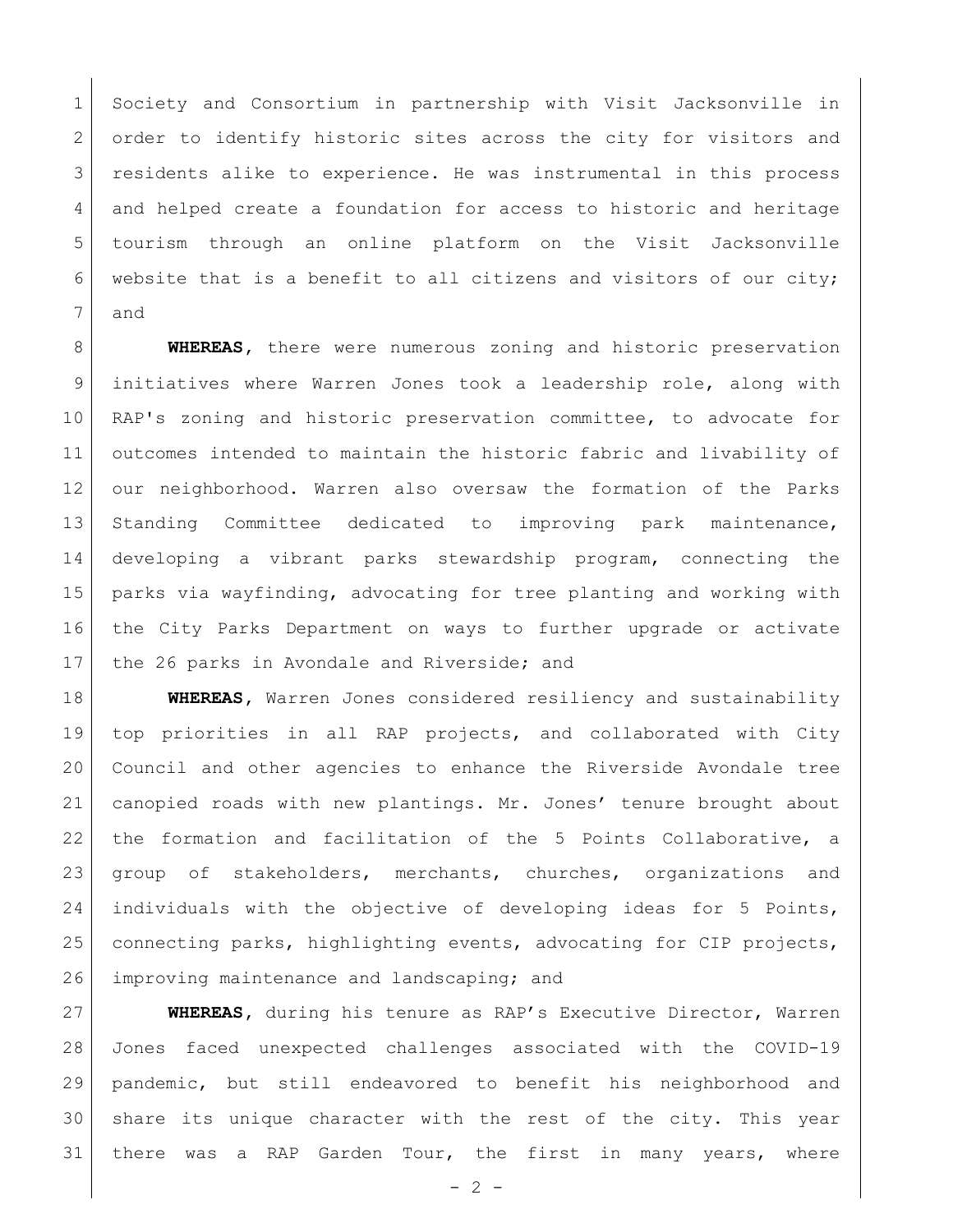Society and Consortium in partnership with Visit Jacksonville in order to identify historic sites across the city for visitors and residents alike to experience. He was instrumental in this process and helped create a foundation for access to historic and heritage tourism through an online platform on the Visit Jacksonville website that is a benefit to all citizens and visitors of our city; and

**WHEREAS**, there were numerous zoning and historic preservation initiatives where Warren Jones took a leadership role, along with RAP's zoning and historic preservation committee, to advocate for outcomes intended to maintain the historic fabric and livability of our neighborhood. Warren also oversaw the formation of the Parks Standing Committee dedicated to improving park maintenance, developing a vibrant parks stewardship program, connecting the parks via wayfinding, advocating for tree planting and working with the City Parks Department on ways to further upgrade or activate the 26 parks in Avondale and Riverside; and

**WHEREAS**, Warren Jones considered resiliency and sustainability top priorities in all RAP projects, and collaborated with City Council and other agencies to enhance the Riverside Avondale tree canopied roads with new plantings. Mr. Jones' tenure brought about the formation and facilitation of the 5 Points Collaborative, a group of stakeholders, merchants, churches, organizations and individuals with the objective of developing ideas for 5 Points, connecting parks, highlighting events, advocating for CIP projects, improving maintenance and landscaping; and

**WHEREAS**, during his tenure as RAP's Executive Director, Warren Jones faced unexpected challenges associated with the COVID-19 pandemic, but still endeavored to benefit his neighborhood and share its unique character with the rest of the city. This year there was a RAP Garden Tour, the first in many years, where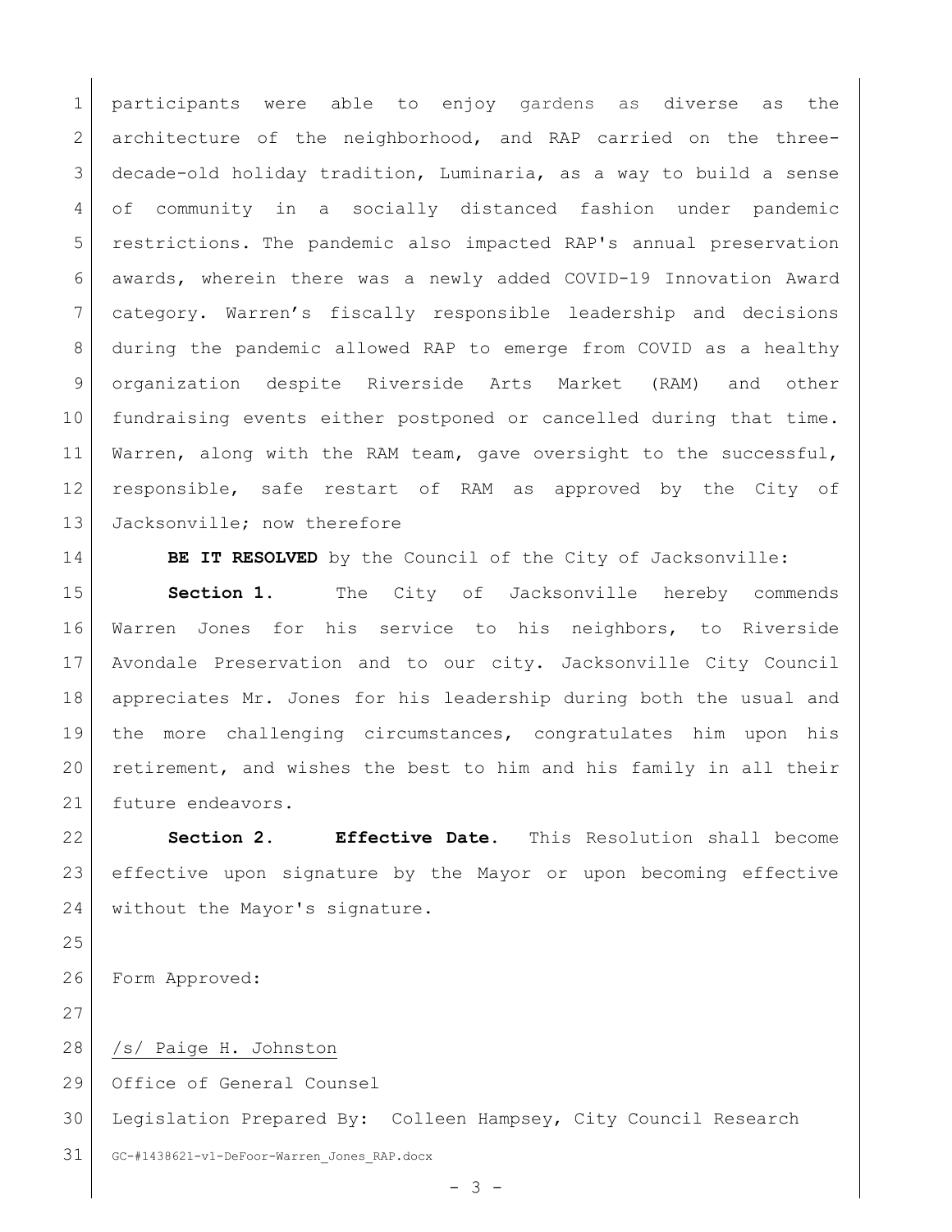participants were able to enjoy gardens as diverse as the architecture of the neighborhood, and RAP carried on the three-decade-old holiday tradition, Luminaria, as a way to build a sense of community in a socially distanced fashion under pandemic restrictions. The pandemic also impacted RAP's annual preservation awards, wherein there was a newly added COVID-19 Innovation Award category. Warren's fiscally responsible leadership and decisions during the pandemic allowed RAP to emerge from COVID as a healthy organization despite Riverside Arts Market (RAM) and other fundraising events either postponed or cancelled during that time. Warren, along with the RAM team, gave oversight to the successful, responsible, safe restart of RAM as approved by the City of Jacksonville; now therefore

**BE IT RESOLVED** by the Council of the City of Jacksonville:

**Section 1.** The City of Jacksonville hereby commends Warren Jones for his service to his neighbors, to Riverside Avondale Preservation and to our city. Jacksonville City Council appreciates Mr. Jones for his leadership during both the usual and the more challenging circumstances, congratulates him upon his retirement, and wishes the best to him and his family in all their future endeavors.

**Section 2. Effective Date.** This Resolution shall become effective upon signature by the Mayor or upon becoming effective without the Mayor's signature.

Form Approved:

/s/ Paige H. Johnston

Office of General Counsel

Legislation Prepared By: Colleen Hampsey, City Council Research

GC-#1438621-v1-DeFoor-Warren_Jones_RAP.docx